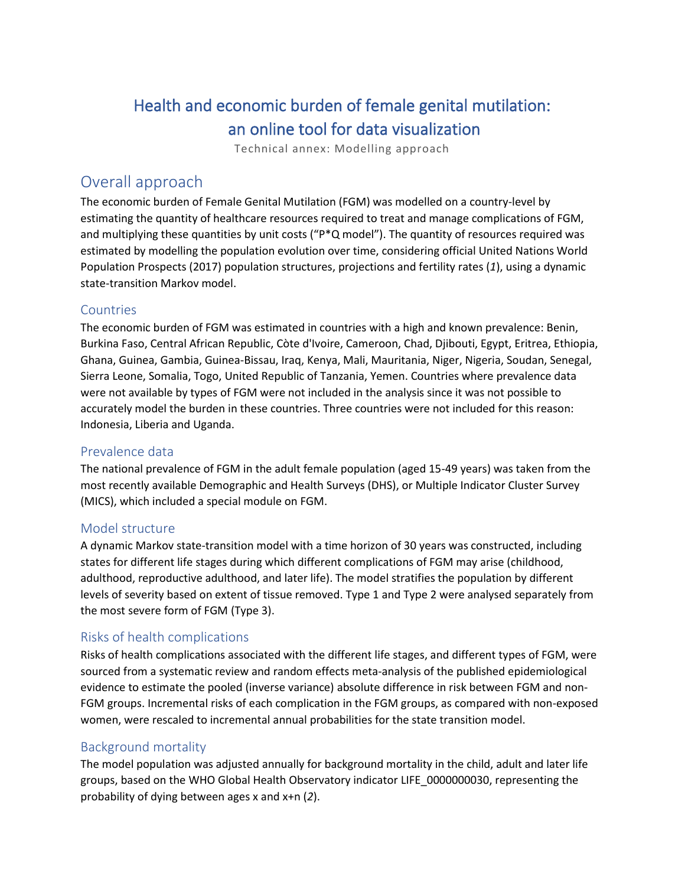# Health and economic burden of female genital mutilation: an online tool for data visualization

Technical annex: Modelling approach

## Overall approach

The economic burden of Female Genital Mutilation (FGM) was modelled on a country-level by estimating the quantity of healthcare resources required to treat and manage complications of FGM, and multiplying these quantities by unit costs ("P*Q model"). The quantity of resources required was estimated by modelling the population evolution over time, considering official United Nations World Population Prospects (2017) population structures, projections and fertility rates (*1*), using a dynamic state-transition Markov model.

### Countries

The economic burden of FGM was estimated in countries with a high and known prevalence: Benin, Burkina Faso, Central African Republic, Côte d'Ivoire, Cameroon, Chad, Djibouti, Egypt, Eritrea, Ethiopia, Ghana, Guinea, Gambia, Guinea-Bissau, Iraq, Kenya, Mali, Mauritania, Niger, Nigeria, Soudan, Senegal, Sierra Leone, Somalia, Togo, United Republic of Tanzania, Yemen. Countries where prevalence data were not available by types of FGM were not included in the analysis since it was not possible to accurately model the burden in these countries. Three countries were not included for this reason: Indonesia, Liberia and Uganda.

### Prevalence data

The national prevalence of FGM in the adult female population (aged 15-49 years) was taken from the most recently available Demographic and Health Surveys (DHS), or Multiple Indicator Cluster Survey (MICS), which included a special module on FGM.

### Model structure

A dynamic Markov state-transition model with a time horizon of 30 years was constructed, including states for different life stages during which different complications of FGM may arise (childhood, adulthood, reproductive adulthood, and later life). The model stratifies the population by different levels of severity based on extent of tissue removed. Type 1 and Type 2 were analysed separately from the most severe form of FGM (Type 3).

### Risks of health complications

Risks of health complications associated with the different life stages, and different types of FGM, were sourced from a systematic review and random effects meta-analysis of the published epidemiological evidence to estimate the pooled (inverse variance) absolute difference in risk between FGM and non-FGM groups. Incremental risks of each complication in the FGM groups, as compared with non-exposed women, were rescaled to incremental annual probabilities for the state transition model.

### Background mortality

The model population was adjusted annually for background mortality in the child, adult and later life groups, based on the WHO Global Health Observatory indicator LIFE_0000000030, representing the probability of dying between ages x and x+n (*2*).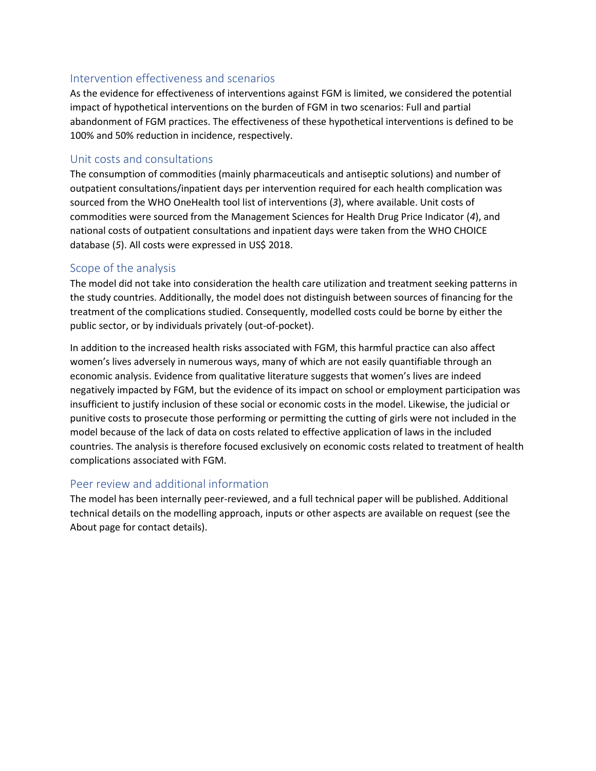## Intervention effectiveness and scenarios

As the evidence for effectiveness of interventions against FGM is limited, we considered the potential impact of hypothetical interventions on the burden of FGM in two scenarios: Full and partial abandonment of FGM practices. The effectiveness of these hypothetical interventions is defined to be 100% and 50% reduction in incidence, respectively.

## Unit costs and consultations

The consumption of commodities (mainly pharmaceuticals and antiseptic solutions) and number of outpatient consultations/inpatient days per intervention required for each health complication was sourced from the WHO OneHealth tool list of interventions (*3*), where available. Unit costs of commodities were sourced from the Management Sciences for Health Drug Price Indicator (*4*), and national costs of outpatient consultations and inpatient days were taken from the WHO CHOICE database (*5*). All costs were expressed in US$ 2018.

## Scope of the analysis

The model did not take into consideration the health care utilization and treatment seeking patterns in the study countries. Additionally, the model does not distinguish between sources of financing for the treatment of the complications studied. Consequently, modelled costs could be borne by either the public sector, or by individuals privately (out-of-pocket).

In addition to the increased health risks associated with FGM, this harmful practice can also affect women's lives adversely in numerous ways, many of which are not easily quantifiable through an economic analysis. Evidence from qualitative literature suggests that women's lives are indeed negatively impacted by FGM, but the evidence of its impact on school or employment participation was insufficient to justify inclusion of these social or economic costs in the model. Likewise, the judicial or punitive costs to prosecute those performing or permitting the cutting of girls were not included in the model because of the lack of data on costs related to effective application of laws in the included countries. The analysis is therefore focused exclusively on economic costs related to treatment of health complications associated with FGM.

## Peer review and additional information

The model has been internally peer-reviewed, and a full technical paper will be published. Additional technical details on the modelling approach, inputs or other aspects are available on request (see the About page for contact details).